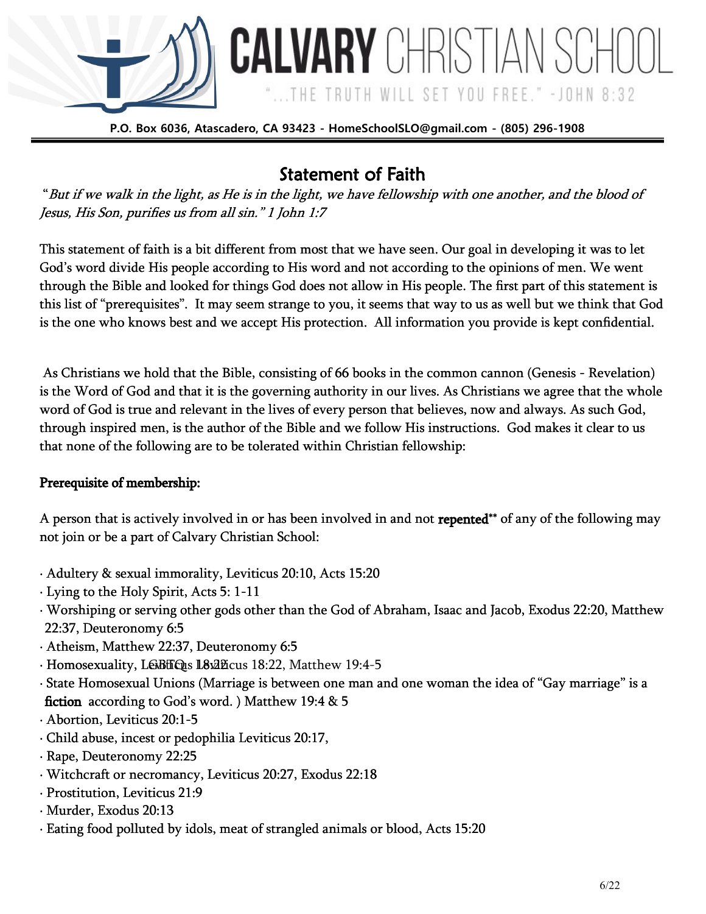# CALVARY CHRISTIAN SCHOOL

"...THE TRUTH WILL SET YOU FREE." -JOHN 8:32

**P.O. Box 6036, Atascadero, CA 93423 - HomeSchoolSLO@gmail.com - (805) 296-1908**

## Statement of Faith

"*But if we walk in the light, as He is in the light, we have fellowship with one another, and the blood of Jesus, His Son, purifies us from all sin." 1 John 1:7*

This statement of faith is a bit different from most that we have seen. Our goal in developing it was to let God's word divide His people according to His word and not according to the opinions of men. We went through the Bible and looked for things God does not allow in His people. The first part of this statement is this list of "prerequisites". It may seem strange to you, it seems that way to us as well but we think that God is the one who knows best and we accept His protection. All information you provide is kept confidential.

As Christians we hold that the Bible, consisting of 66 books in the common cannon (Genesis - Revelation) is the Word of God and that it is the governing authority in our lives. As Christians we agree that the whole word of God is true and relevant in the lives of every person that believes, now and always. As such God, through inspired men, is the author of the Bible and we follow His instructions. God makes it clear to us that none of the following are to be tolerated within Christian fellowship:

**Prerequisite of membership:**

A person that is actively involved in or has been involved in and not **repented**** of any of the following may not join or be a part of Calvary Christian School:

- Adultery & sexual immorality, Leviticus 20:10, Acts 15:20
- Lying to the Holy Spirit, Acts 5: 1-11
- Worshiping or serving other gods other than the God of Abraham, Isaac and Jacob, Exodus 22:20, Matthew 22:37, Deuteronomy 6:5
- Atheism, Matthew 22:37, Deuteronomy 6:5
- Homosexuality, LGBTQs Leviticus 18:22, Matthew 19:4-5
- State Homosexual Unions (Marriage is between one man and one woman the idea of "Gay marriage" is a **fiction** according to God's word. ) Matthew 19:4 & 5
- Abortion, Leviticus 20:1-5
- Child abuse, incest or pedophilia Leviticus 20:17,
- Rape, Deuteronomy 22:25
- Witchcraft or necromancy, Leviticus 20:27, Exodus 22:18
- Prostitution, Leviticus 21:9
- Murder, Exodus 20:13
- Eating food polluted by idols, meat of strangled animals or blood, Acts 15:20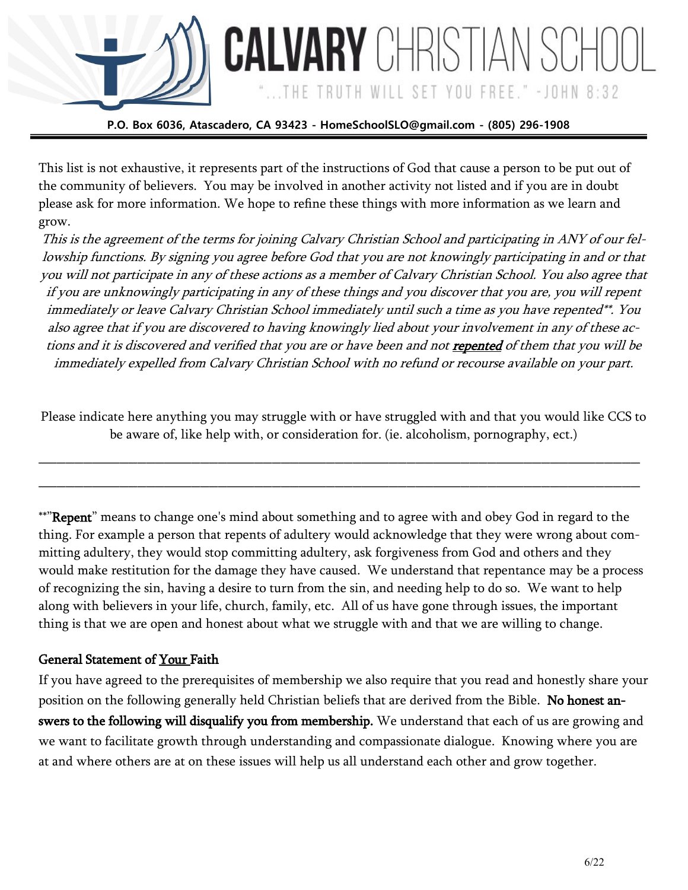# CALVARY CHRISTIAN SCHOOL

"...THE TRUTH WILL SET YOU FREE." -JOHN 8:32

**P.O. Box 6036, Atascadero, CA 93423 - HomeSchoolSLO@gmail.com - (805) 296-1908**

---

This list is not exhaustive, it represents part of the instructions of God that cause a person to be put out of the community of believers. You may be involved in another activity not listed and if you are in doubt please ask for more information. We hope to refine these things with more information as we learn and grow.

*This is the agreement of the terms for joining Calvary Christian School and participating in ANY of our fellowship functions. By signing you agree before God that you are not knowingly participating in and or that you will not participate in any of these actions as a member of Calvary Christian School. You also agree that if you are unknowingly participating in any of these things and you discover that you are, you will repent immediately or leave Calvary Christian School immediately until such a time as you have repented\*\*. You also agree that if you are discovered to having knowingly lied about your involvement in any of these actions and it is discovered and verified that you are or have been and not **repented** of them that you will be immediately expelled from Calvary Christian School with no refund or recourse available on your part.*

Please indicate here anything you may struggle with or have struggled with and that you would like CCS to be aware of, like help with, or consideration for. (ie. alcoholism, pornography, ect.)

_______________________________________________________________________________

_______________________________________________________________________________

\*\*"**Repent**" means to change one's mind about something and to agree with and obey God in regard to the thing. For example a person that repents of adultery would acknowledge that they were wrong about committing adultery, they would stop committing adultery, ask forgiveness from God and others and they would make restitution for the damage they have caused. We understand that repentance may be a process of recognizing the sin, having a desire to turn from the sin, and needing help to do so. We want to help along with believers in your life, church, family, etc. All of us have gone through issues, the important thing is that we are open and honest about what we struggle with and that we are willing to change.

**General Statement of Your Faith**

If you have agreed to the prerequisites of membership we also require that you read and honestly share your position on the following generally held Christian beliefs that are derived from the Bible. **No honest answers to the following will disqualify you from membership.** We understand that each of us are growing and we want to facilitate growth through understanding and compassionate dialogue. Knowing where you are at and where others are at on these issues will help us all understand each other and grow together.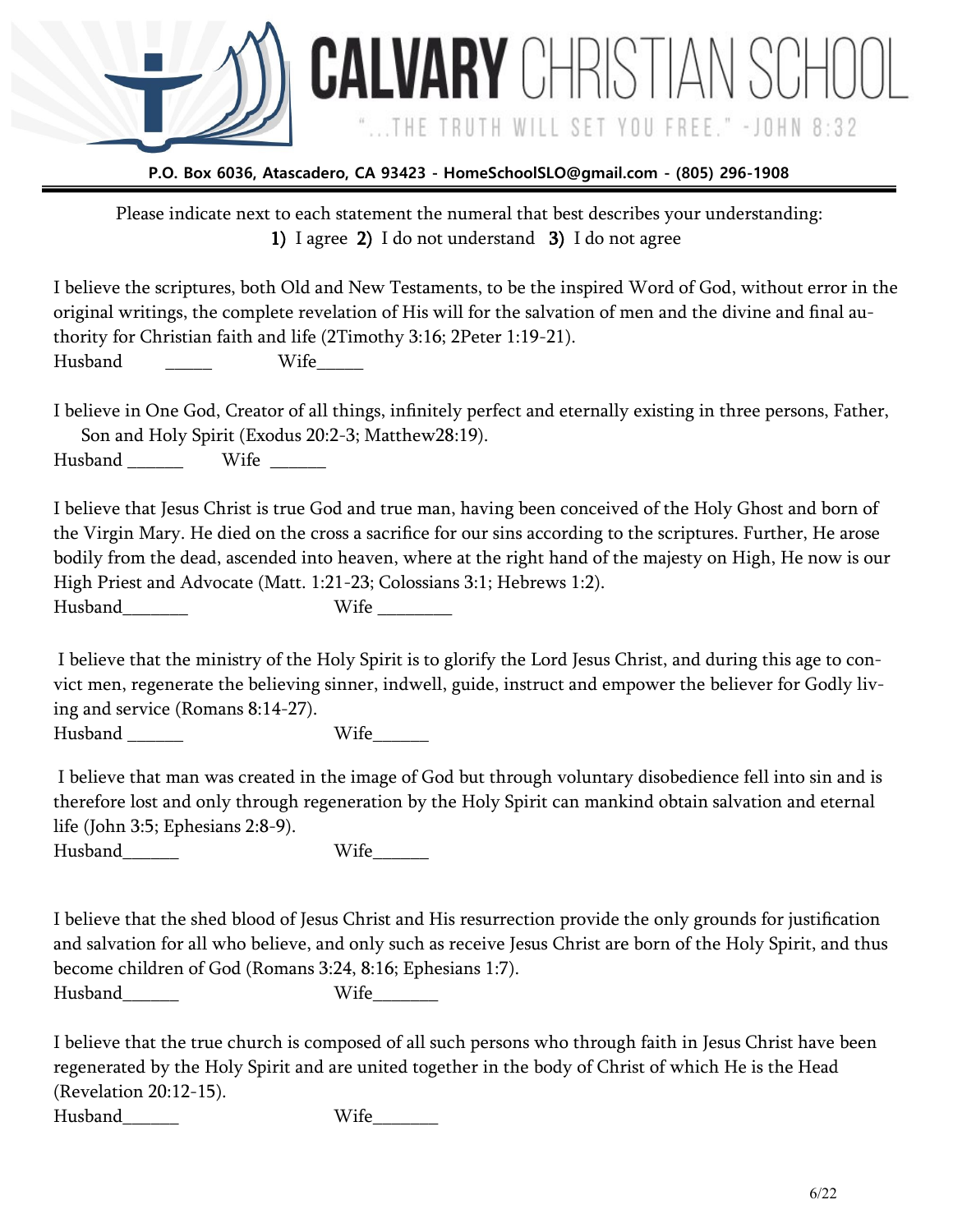# CALVARY CHRISTIAN SCHOOL

"...THE TRUTH WILL SET YOU FREE." -JOHN 8:32

**P.O. Box 6036, Atascadero, CA 93423 - HomeSchoolSLO@gmail.com - (805) 296-1908**

---

Please indicate next to each statement the numeral that best describes your understanding:
**1)** I agree **2)** I do not understand **3)** I do not agree

I believe the scriptures, both Old and New Testaments, to be the inspired Word of God, without error in the original writings, the complete revelation of His will for the salvation of men and the divine and final authority for Christian faith and life (2Timothy 3:16; 2Peter 1:19-21).
Husband _____ Wife_____

I believe in One God, Creator of all things, infinitely perfect and eternally existing in three persons, Father, Son and Holy Spirit (Exodus 20:2-3; Matthew28:19).
Husband ______ Wife ______

I believe that Jesus Christ is true God and true man, having been conceived of the Holy Ghost and born of the Virgin Mary. He died on the cross a sacrifice for our sins according to the scriptures. Further, He arose bodily from the dead, ascended into heaven, where at the right hand of the majesty on High, He now is our High Priest and Advocate (Matt. 1:21-23; Colossians 3:1; Hebrews 1:2).
Husband_______ Wife ________

I believe that the ministry of the Holy Spirit is to glorify the Lord Jesus Christ, and during this age to convict men, regenerate the believing sinner, indwell, guide, instruct and empower the believer for Godly living and service (Romans 8:14-27).
Husband ______ Wife______

I believe that man was created in the image of God but through voluntary disobedience fell into sin and is therefore lost and only through regeneration by the Holy Spirit can mankind obtain salvation and eternal life (John 3:5; Ephesians 2:8-9).
Husband______ Wife______

I believe that the shed blood of Jesus Christ and His resurrection provide the only grounds for justification and salvation for all who believe, and only such as receive Jesus Christ are born of the Holy Spirit, and thus become children of God (Romans 3:24, 8:16; Ephesians 1:7).
Husband______ Wife_______

I believe that the true church is composed of all such persons who through faith in Jesus Christ have been regenerated by the Holy Spirit and are united together in the body of Christ of which He is the Head (Revelation 20:12-15).
Husband______ Wife_______

6/22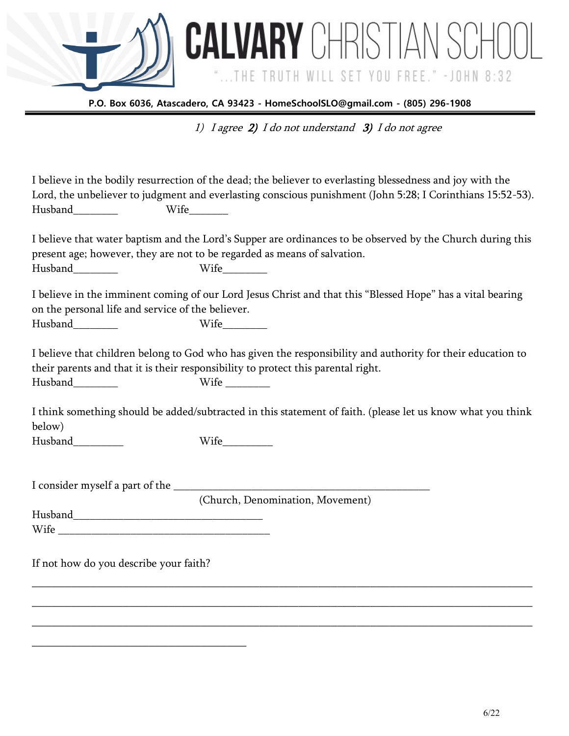# CALVARY CHRISTIAN SCHOOL

"...THE TRUTH WILL SET YOU FREE." -JOHN 8:32

**P.O. Box 6036, Atascadero, CA 93423 - HomeSchoolSLO@gmail.com - (805) 296-1908**

*1) I agree **2)** I do not understand **3)** I do not agree*

I believe in the bodily resurrection of the dead; the believer to everlasting blessedness and joy with the Lord, the unbeliever to judgment and everlasting conscious punishment (John 5:28; I Corinthians 15:52-53).
Husband________ Wife_______

I believe that water baptism and the Lord's Supper are ordinances to be observed by the Church during this present age; however, they are not to be regarded as means of salvation.
Husband________ Wife________

I believe in the imminent coming of our Lord Jesus Christ and that this "Blessed Hope" has a vital bearing on the personal life and service of the believer.
Husband________ Wife________

I believe that children belong to God who has given the responsibility and authority for their education to their parents and that it is their responsibility to protect this parental right.
Husband________ Wife ________

I think something should be added/subtracted in this statement of faith. (please let us know what you think below)
Husband_________ Wife_________

I consider myself a part of the ________________________________________________
(Church, Denomination, Movement)
Husband___________________________________
Wife ______________________________________

If not how do you describe your faith?

_____________________________________________________________________________________________

_____________________________________________________________________________________________

_____________________________________________________________________________________________

________________________________________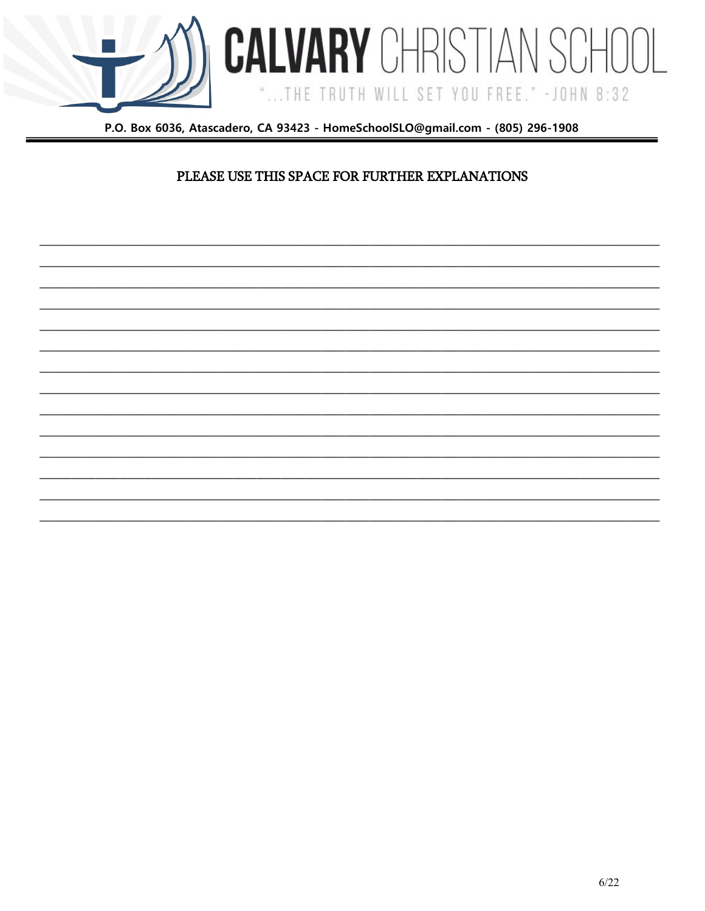# CALVARY CHRISTIAN SCHOOL

"...THE TRUTH WILL SET YOU FREE." -JOHN 8:32

**P.O. Box 6036, Atascadero, CA 93423 - HomeSchoolSLO@gmail.com - (805) 296-1908**

## PLEASE USE THIS SPACE FOR FURTHER EXPLANATIONS

_______________________________________________________________________________

_______________________________________________________________________________

_______________________________________________________________________________

_______________________________________________________________________________

_______________________________________________________________________________

_______________________________________________________________________________

_______________________________________________________________________________

_______________________________________________________________________________

_______________________________________________________________________________

_______________________________________________________________________________

_______________________________________________________________________________

_______________________________________________________________________________

_______________________________________________________________________________

_______________________________________________________________________________

6/22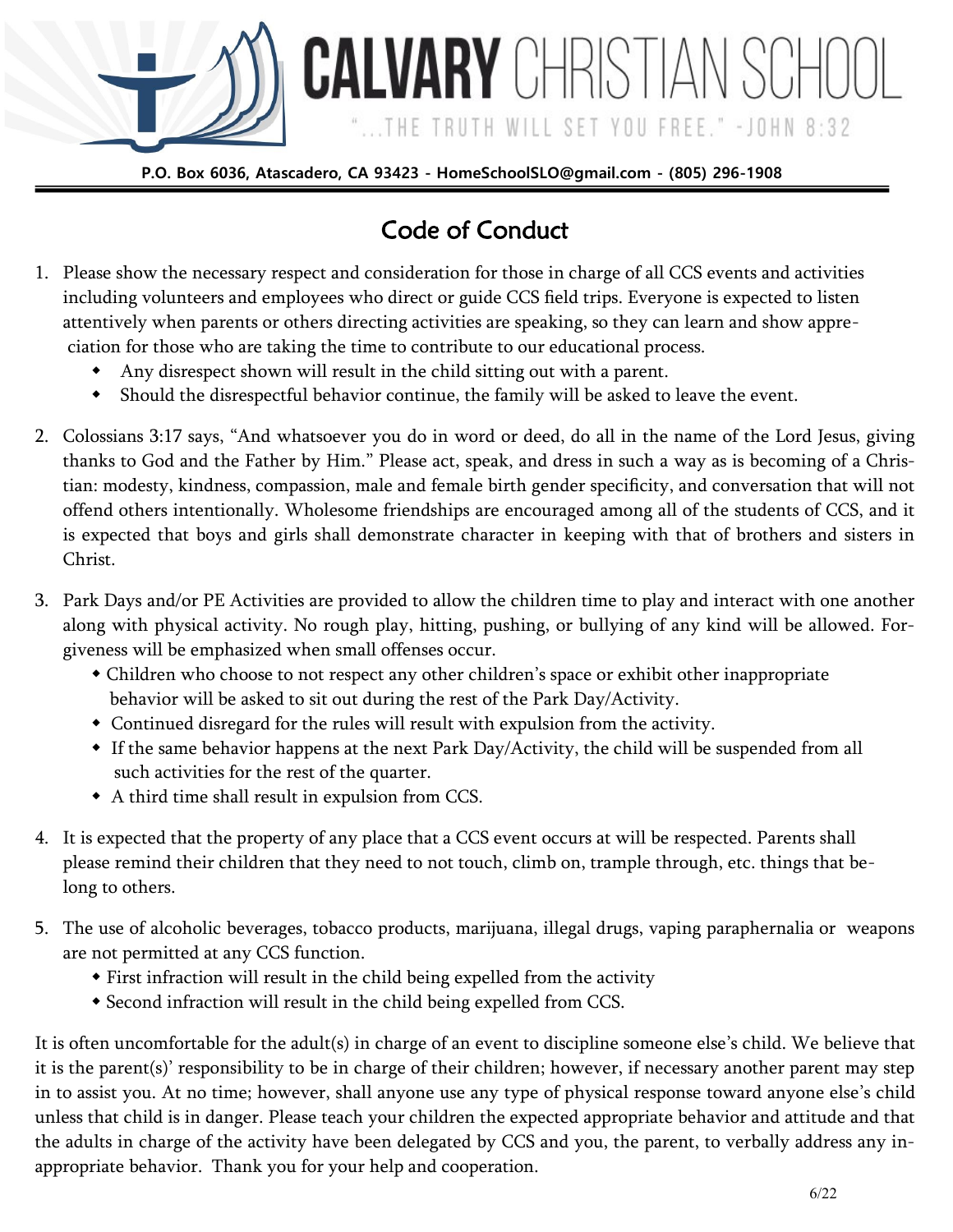# CALVARY CHRISTIAN SCHOOL

"...THE TRUTH WILL SET YOU FREE." -JOHN 8:32

**P.O. Box 6036, Atascadero, CA 93423 - HomeSchoolSLO@gmail.com - (805) 296-1908**

## Code of Conduct

1. Please show the necessary respect and consideration for those in charge of all CCS events and activities including volunteers and employees who direct or guide CCS field trips. Everyone is expected to listen attentively when parents or others directing activities are speaking, so they can learn and show appreciation for those who are taking the time to contribute to our educational process.
   - Any disrespect shown will result in the child sitting out with a parent.
   - Should the disrespectful behavior continue, the family will be asked to leave the event.

2. Colossians 3:17 says, "And whatsoever you do in word or deed, do all in the name of the Lord Jesus, giving thanks to God and the Father by Him." Please act, speak, and dress in such a way as is becoming of a Christian: modesty, kindness, compassion, male and female birth gender specificity, and conversation that will not offend others intentionally. Wholesome friendships are encouraged among all of the students of CCS, and it is expected that boys and girls shall demonstrate character in keeping with that of brothers and sisters in Christ.

3. Park Days and/or PE Activities are provided to allow the children time to play and interact with one another along with physical activity. No rough play, hitting, pushing, or bullying of any kind will be allowed. Forgiveness will be emphasized when small offenses occur.
   - Children who choose to not respect any other children's space or exhibit other inappropriate behavior will be asked to sit out during the rest of the Park Day/Activity.
   - Continued disregard for the rules will result with expulsion from the activity.
   - If the same behavior happens at the next Park Day/Activity, the child will be suspended from all such activities for the rest of the quarter.
   - A third time shall result in expulsion from CCS.

4. It is expected that the property of any place that a CCS event occurs at will be respected. Parents shall please remind their children that they need to not touch, climb on, trample through, etc. things that belong to others.

5. The use of alcoholic beverages, tobacco products, marijuana, illegal drugs, vaping paraphernalia or weapons are not permitted at any CCS function.
   - First infraction will result in the child being expelled from the activity
   - Second infraction will result in the child being expelled from CCS.

It is often uncomfortable for the adult(s) in charge of an event to discipline someone else's child. We believe that it is the parent(s)' responsibility to be in charge of their children; however, if necessary another parent may step in to assist you. At no time; however, shall anyone use any type of physical response toward anyone else's child unless that child is in danger. Please teach your children the expected appropriate behavior and attitude and that the adults in charge of the activity have been delegated by CCS and you, the parent, to verbally address any inappropriate behavior. Thank you for your help and cooperation.

6/22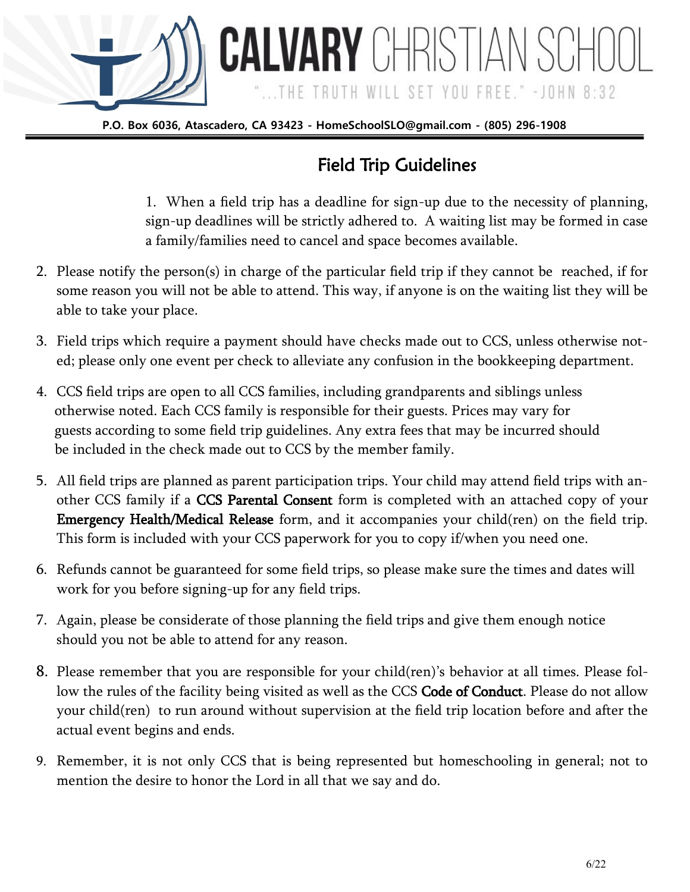# CALVARY CHRISTIAN SCHOOL

"...THE TRUTH WILL SET YOU FREE." -JOHN 8:32

**P.O. Box 6036, Atascadero, CA 93423 - HomeSchoolSLO@gmail.com - (805) 296-1908**

## Field Trip Guidelines

1. When a field trip has a deadline for sign-up due to the necessity of planning, sign-up deadlines will be strictly adhered to. A waiting list may be formed in case a family/families need to cancel and space becomes available.

2. Please notify the person(s) in charge of the particular field trip if they cannot be reached, if for some reason you will not be able to attend. This way, if anyone is on the waiting list they will be able to take your place.

3. Field trips which require a payment should have checks made out to CCS, unless otherwise noted; please only one event per check to alleviate any confusion in the bookkeeping department.

4. CCS field trips are open to all CCS families, including grandparents and siblings unless otherwise noted. Each CCS family is responsible for their guests. Prices may vary for guests according to some field trip guidelines. Any extra fees that may be incurred should be included in the check made out to CCS by the member family.

5. All field trips are planned as parent participation trips. Your child may attend field trips with another CCS family if a **CCS Parental Consent** form is completed with an attached copy of your **Emergency Health/Medical Release** form, and it accompanies your child(ren) on the field trip. This form is included with your CCS paperwork for you to copy if/when you need one.

6. Refunds cannot be guaranteed for some field trips, so please make sure the times and dates will work for you before signing-up for any field trips.

7. Again, please be considerate of those planning the field trips and give them enough notice should you not be able to attend for any reason.

8. Please remember that you are responsible for your child(ren)'s behavior at all times. Please follow the rules of the facility being visited as well as the CCS **Code of Conduct**. Please do not allow your child(ren) to run around without supervision at the field trip location before and after the actual event begins and ends.

9. Remember, it is not only CCS that is being represented but homeschooling in general; not to mention the desire to honor the Lord in all that we say and do.

6/22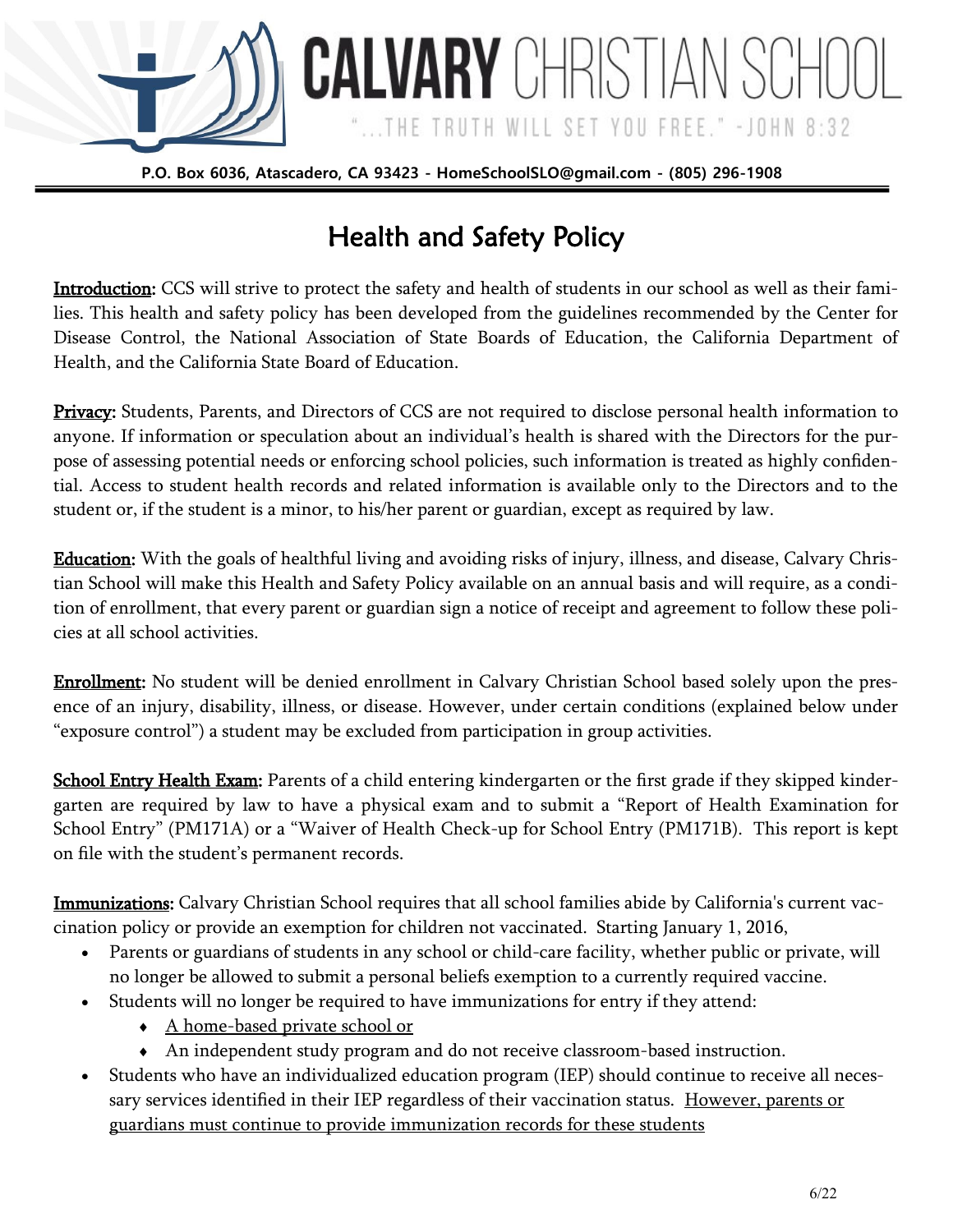# CALVARY CHRISTIAN SCHOOL

"...THE TRUTH WILL SET YOU FREE." -JOHN 8:32

**P.O. Box 6036, Atascadero, CA 93423 - HomeSchoolSLO@gmail.com - (805) 296-1908**

## Health and Safety Policy

**Introduction:** CCS will strive to protect the safety and health of students in our school as well as their families. This health and safety policy has been developed from the guidelines recommended by the Center for Disease Control, the National Association of State Boards of Education, the California Department of Health, and the California State Board of Education.

**Privacy:** Students, Parents, and Directors of CCS are not required to disclose personal health information to anyone. If information or speculation about an individual's health is shared with the Directors for the purpose of assessing potential needs or enforcing school policies, such information is treated as highly confidential. Access to student health records and related information is available only to the Directors and to the student or, if the student is a minor, to his/her parent or guardian, except as required by law.

**Education:** With the goals of healthful living and avoiding risks of injury, illness, and disease, Calvary Christian School will make this Health and Safety Policy available on an annual basis and will require, as a condition of enrollment, that every parent or guardian sign a notice of receipt and agreement to follow these policies at all school activities.

**Enrollment:** No student will be denied enrollment in Calvary Christian School based solely upon the presence of an injury, disability, illness, or disease. However, under certain conditions (explained below under "exposure control") a student may be excluded from participation in group activities.

**School Entry Health Exam:** Parents of a child entering kindergarten or the first grade if they skipped kindergarten are required by law to have a physical exam and to submit a "Report of Health Examination for School Entry" (PM171A) or a "Waiver of Health Check-up for School Entry (PM171B). This report is kept on file with the student's permanent records.

**Immunizations:** Calvary Christian School requires that all school families abide by California's current vaccination policy or provide an exemption for children not vaccinated. Starting January 1, 2016,

- Parents or guardians of students in any school or child-care facility, whether public or private, will no longer be allowed to submit a personal beliefs exemption to a currently required vaccine.
- Students will no longer be required to have immunizations for entry if they attend:
  - A home-based private school or
  - An independent study program and do not receive classroom-based instruction.
- Students who have an individualized education program (IEP) should continue to receive all necessary services identified in their IEP regardless of their vaccination status. However, parents or guardians must continue to provide immunization records for these students

6/22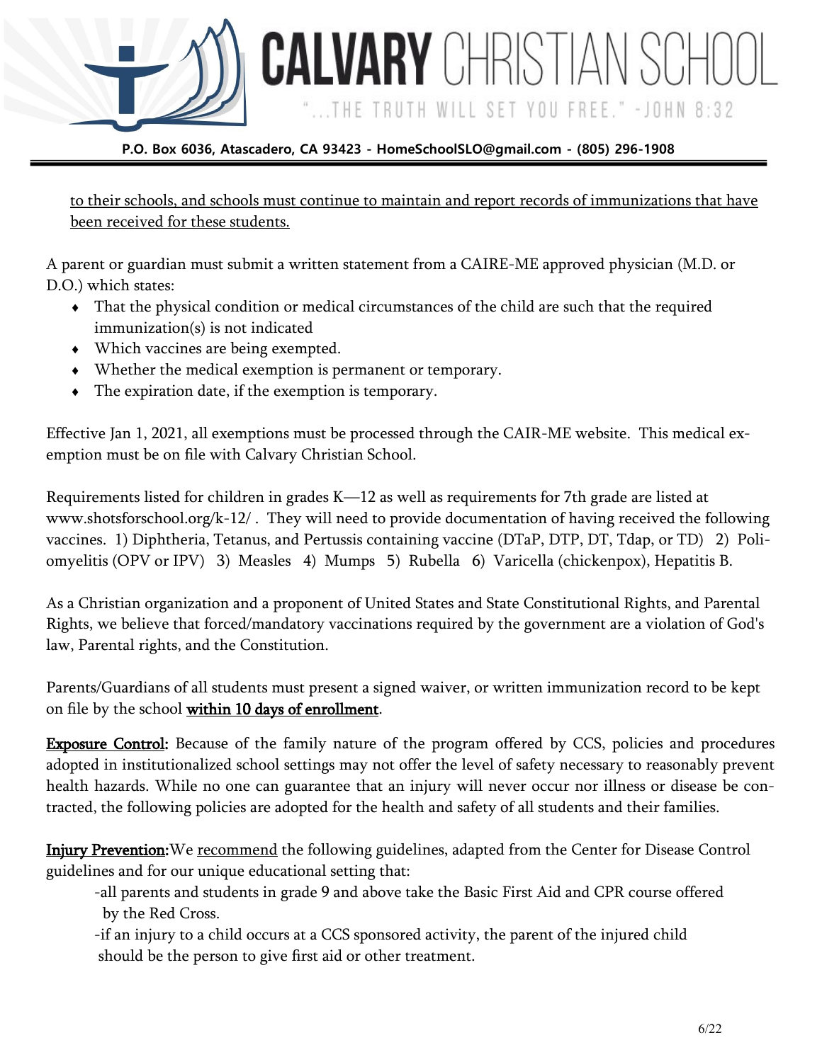to their schools, and schools must continue to maintain and report records of immunizations that have been received for these students.

A parent or guardian must submit a written statement from a CAIRE-ME approved physician (M.D. or D.O.) which states:

- That the physical condition or medical circumstances of the child are such that the required immunization(s) is not indicated
- Which vaccines are being exempted.
- Whether the medical exemption is permanent or temporary.
- The expiration date, if the exemption is temporary.

Effective Jan 1, 2021, all exemptions must be processed through the CAIR-ME website. This medical exemption must be on file with Calvary Christian School.

Requirements listed for children in grades K—12 as well as requirements for 7th grade are listed at www.shotsforschool.org/k-12/ . They will need to provide documentation of having received the following vaccines. 1) Diphtheria, Tetanus, and Pertussis containing vaccine (DTaP, DTP, DT, Tdap, or TD) 2) Poliomyelitis (OPV or IPV) 3) Measles 4) Mumps 5) Rubella 6) Varicella (chickenpox), Hepatitis B.

As a Christian organization and a proponent of United States and State Constitutional Rights, and Parental Rights, we believe that forced/mandatory vaccinations required by the government are a violation of God's law, Parental rights, and the Constitution.

Parents/Guardians of all students must present a signed waiver, or written immunization record to be kept on file by the school **within 10 days of enrollment**.

**Exposure Control:** Because of the family nature of the program offered by CCS, policies and procedures adopted in institutionalized school settings may not offer the level of safety necessary to reasonably prevent health hazards. While no one can guarantee that an injury will never occur nor illness or disease be contracted, the following policies are adopted for the health and safety of all students and their families.

**Injury Prevention:** We recommend the following guidelines, adapted from the Center for Disease Control guidelines and for our unique educational setting that:

-all parents and students in grade 9 and above take the Basic First Aid and CPR course offered by the Red Cross.

-if an injury to a child occurs at a CCS sponsored activity, the parent of the injured child should be the person to give first aid or other treatment.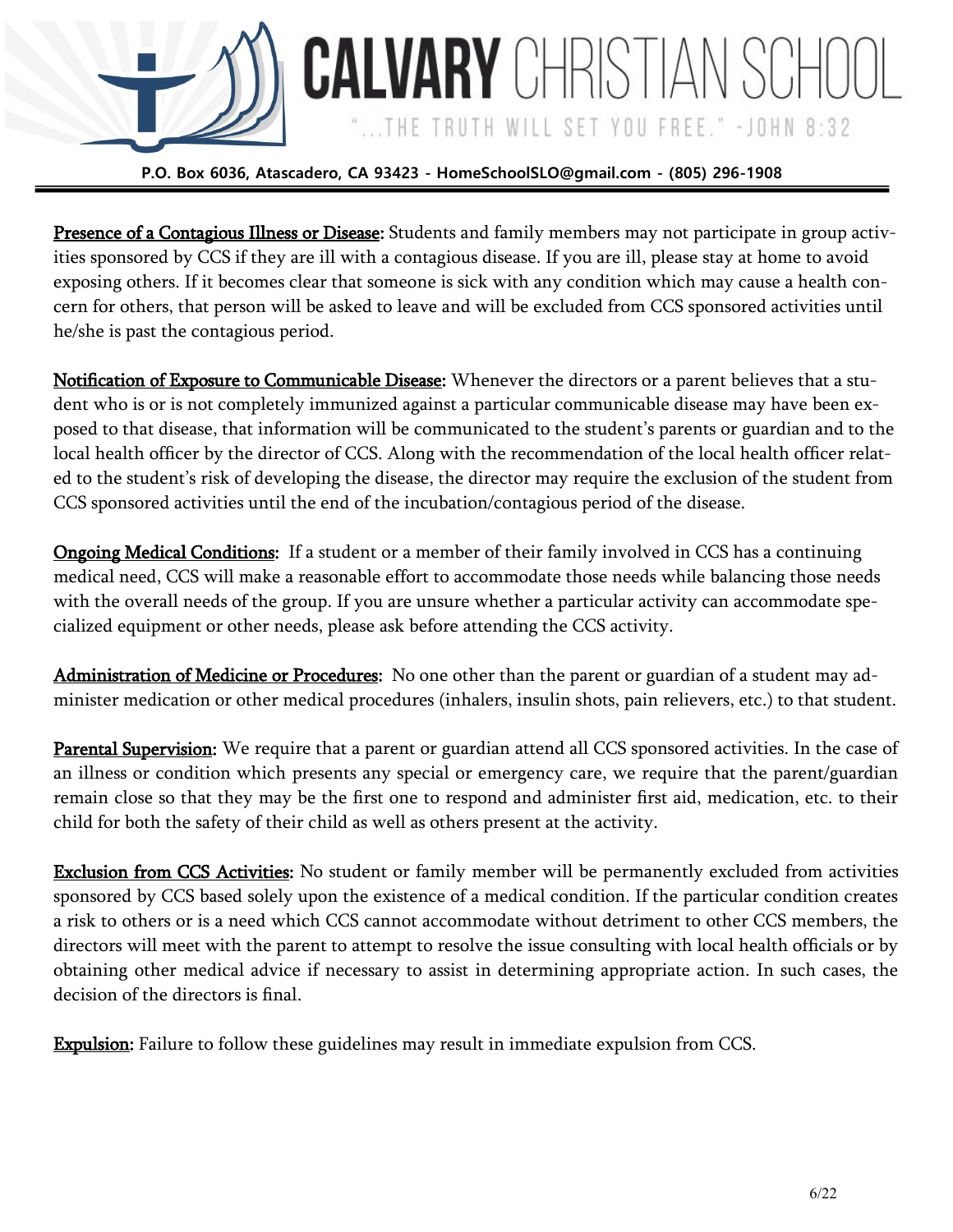**Presence of a Contagious Illness or Disease:** Students and family members may not participate in group activities sponsored by CCS if they are ill with a contagious disease. If you are ill, please stay at home to avoid exposing others. If it becomes clear that someone is sick with any condition which may cause a health concern for others, that person will be asked to leave and will be excluded from CCS sponsored activities until he/she is past the contagious period.

**Notification of Exposure to Communicable Disease:** Whenever the directors or a parent believes that a student who is or is not completely immunized against a particular communicable disease may have been exposed to that disease, that information will be communicated to the student's parents or guardian and to the local health officer by the director of CCS. Along with the recommendation of the local health officer related to the student's risk of developing the disease, the director may require the exclusion of the student from CCS sponsored activities until the end of the incubation/contagious period of the disease.

**Ongoing Medical Conditions:** If a student or a member of their family involved in CCS has a continuing medical need, CCS will make a reasonable effort to accommodate those needs while balancing those needs with the overall needs of the group. If you are unsure whether a particular activity can accommodate specialized equipment or other needs, please ask before attending the CCS activity.

**Administration of Medicine or Procedures:** No one other than the parent or guardian of a student may administer medication or other medical procedures (inhalers, insulin shots, pain relievers, etc.) to that student.

**Parental Supervision:** We require that a parent or guardian attend all CCS sponsored activities. In the case of an illness or condition which presents any special or emergency care, we require that the parent/guardian remain close so that they may be the first one to respond and administer first aid, medication, etc. to their child for both the safety of their child as well as others present at the activity.

**Exclusion from CCS Activities:** No student or family member will be permanently excluded from activities sponsored by CCS based solely upon the existence of a medical condition. If the particular condition creates a risk to others or is a need which CCS cannot accommodate without detriment to other CCS members, the directors will meet with the parent to attempt to resolve the issue consulting with local health officials or by obtaining other medical advice if necessary to assist in determining appropriate action. In such cases, the decision of the directors is final.

**Expulsion:** Failure to follow these guidelines may result in immediate expulsion from CCS.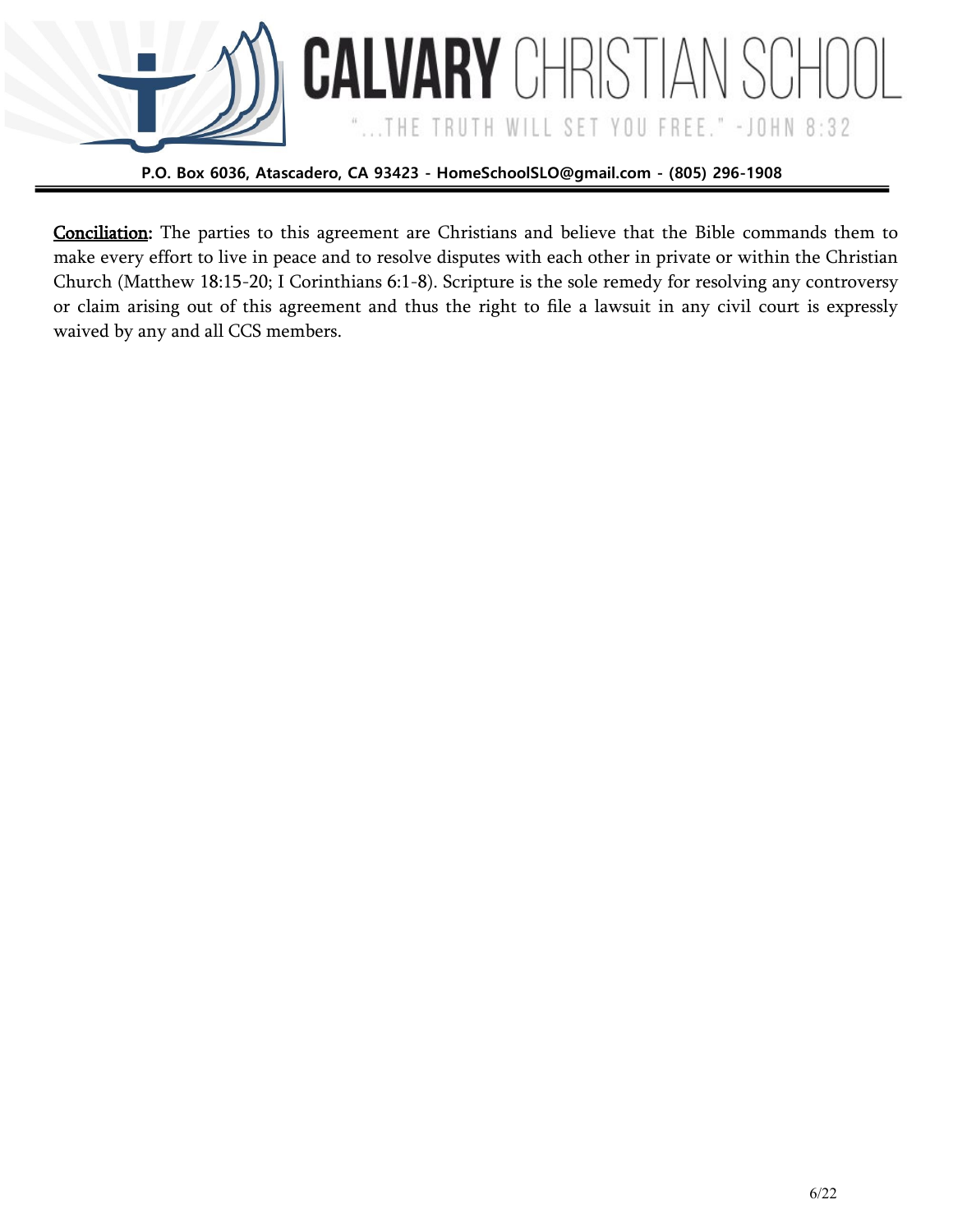**Conciliation:** The parties to this agreement are Christians and believe that the Bible commands them to make every effort to live in peace and to resolve disputes with each other in private or within the Christian Church (Matthew 18:15-20; I Corinthians 6:1-8). Scripture is the sole remedy for resolving any controversy or claim arising out of this agreement and thus the right to file a lawsuit in any civil court is expressly waived by any and all CCS members.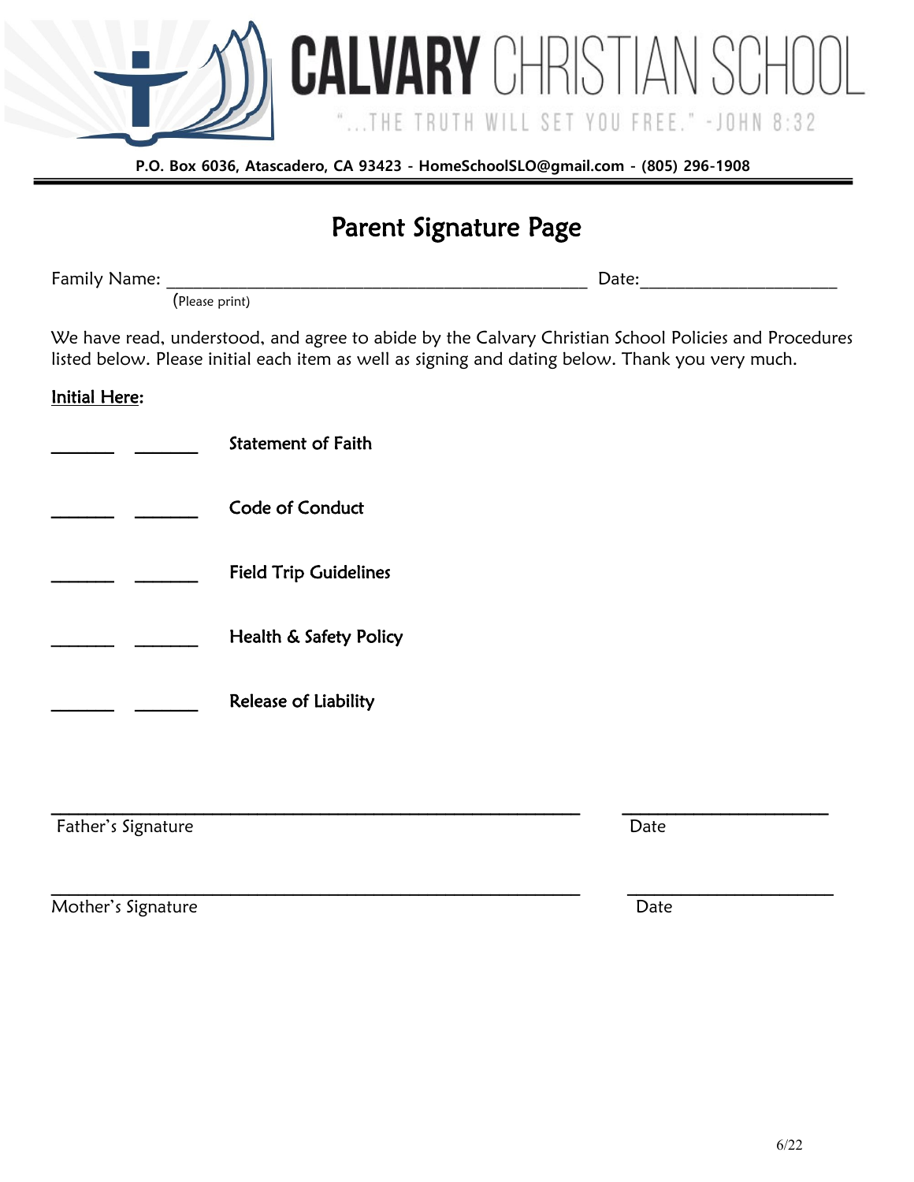# CALVARY CHRISTIAN SCHOOL

"...THE TRUTH WILL SET YOU FREE." -JOHN 8:32

**P.O. Box 6036, Atascadero, CA 93423 - HomeSchoolSLO@gmail.com - (805) 296-1908**

## Parent Signature Page

Family Name: ______________________________________________ Date:______________________
(Please print)

We have read, understood, and agree to abide by the Calvary Christian School Policies and Procedures listed below. Please initial each item as well as signing and dating below. Thank you very much.

**Initial Here:**

_______ _______ **Statement of Faith**

_______ _______ **Code of Conduct**

_______ _______ **Field Trip Guidelines**

_______ _______ **Health & Safety Policy**

_______ _______ **Release of Liability**

____________________________________________________________ ______________________
Father's Signature Date

____________________________________________________________ ______________________
Mother's Signature Date

6/22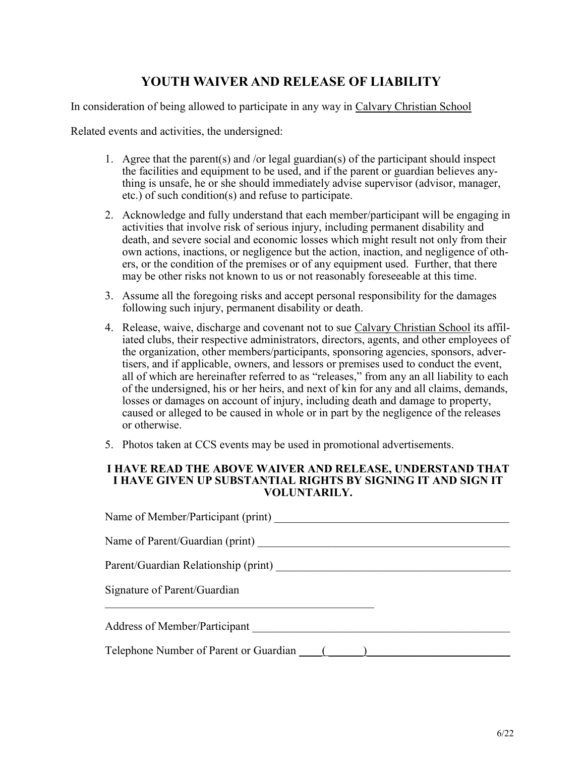# YOUTH WAIVER AND RELEASE OF LIABILITY

In consideration of being allowed to participate in any way in Calvary Christian School

Related events and activities, the undersigned:

1. Agree that the parent(s) and /or legal guardian(s) of the participant should inspect the facilities and equipment to be used, and if the parent or guardian believes anything is unsafe, he or she should immediately advise supervisor (advisor, manager, etc.) of such condition(s) and refuse to participate.
2. Acknowledge and fully understand that each member/participant will be engaging in activities that involve risk of serious injury, including permanent disability and death, and severe social and economic losses which might result not only from their own actions, inactions, or negligence but the action, inaction, and negligence of others, or the condition of the premises or of any equipment used. Further, that there may be other risks not known to us or not reasonably foreseeable at this time.
3. Assume all the foregoing risks and accept personal responsibility for the damages following such injury, permanent disability or death.
4. Release, waive, discharge and covenant not to sue Calvary Christian School its affiliated clubs, their respective administrators, directors, agents, and other employees of the organization, other members/participants, sponsoring agencies, sponsors, advertisers, and if applicable, owners, and lessors or premises used to conduct the event, all of which are hereinafter referred to as "releases," from any an all liability to each of the undersigned, his or her heirs, and next of kin for any and all claims, demands, losses or damages on account of injury, including death and damage to property, caused or alleged to be caused in whole or in part by the negligence of the releases or otherwise.
5. Photos taken at CCS events may be used in promotional advertisements.

**I HAVE READ THE ABOVE WAIVER AND RELEASE, UNDERSTAND THAT I HAVE GIVEN UP SUBSTANTIAL RIGHTS BY SIGNING IT AND SIGN IT VOLUNTARILY.**

Name of Member/Participant (print) ___________________________________________

Name of Parent/Guardian (print) ______________________________________________

Parent/Guardian Relationship (print) __________________________________________

Signature of Parent/Guardian

__________________________________________________

Address of Member/Participant _______________________________________________

Telephone Number of Parent or Guardian ____(______)__________________________

6/22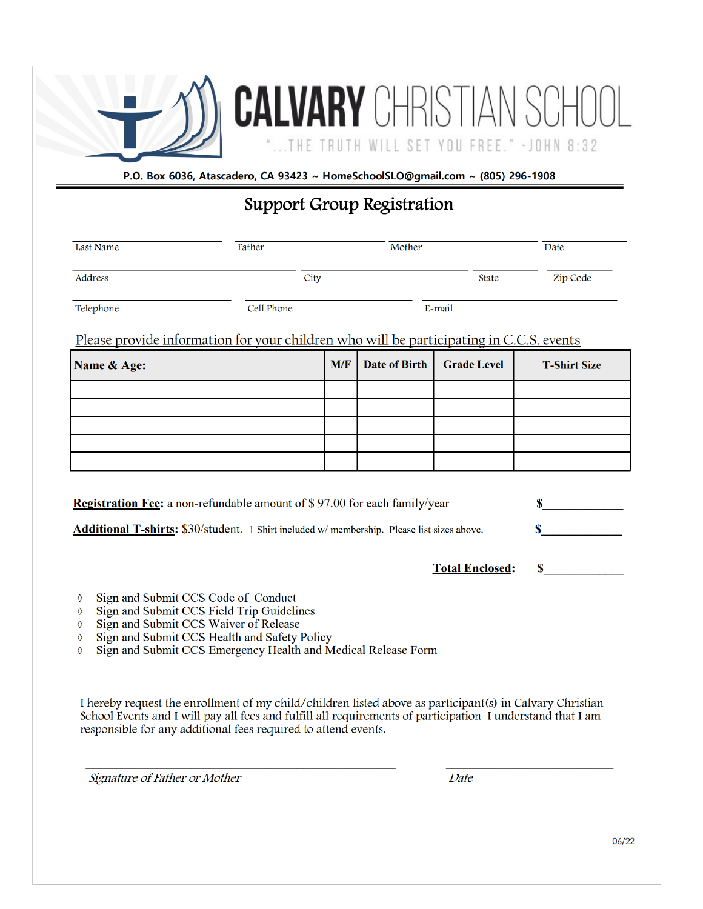# CALVARY CHRISTIAN SCHOOL

"...THE TRUTH WILL SET YOU FREE." -JOHN 8:32

**P.O. Box 6036, Atascadero, CA 93423 ~ HomeSchoolSLO@gmail.com ~ (805) 296-1908**

## Support Group Registration

Last Name \_\_\_\_\_\_\_\_\_\_ Father \_\_\_\_\_\_\_\_\_\_ Mother \_\_\_\_\_\_\_\_\_\_ Date \_\_\_\_\_\_\_\_\_\_

Address \_\_\_\_\_\_\_\_\_\_ City \_\_\_\_\_\_\_\_\_\_ State \_\_\_\_\_\_\_\_\_\_ Zip Code \_\_\_\_\_\_\_\_\_\_

Telephone \_\_\_\_\_\_\_\_\_\_ Cell Phone \_\_\_\_\_\_\_\_\_\_ E-mail \_\_\_\_\_\_\_\_\_\_

Please provide information for your children who will be participating in C.C.S. events

| Name & Age: | M/F | Date of Birth | Grade Level | T-Shirt Size |
|---|---|---|---|---|
| | | | | |
| | | | | |
| | | | | |
| | | | | |
| | | | | |

**Registration Fee:** a non-refundable amount of $ 97.00 for each family/year **$**\_\_\_\_\_\_\_\_\_\_

**Additional T-shirts:** $30/student. 1 Shirt included w/ membership. Please list sizes above. **$**\_\_\_\_\_\_\_\_\_\_

**Total Enclosed:** **$**\_\_\_\_\_\_\_\_\_\_

- Sign and Submit CCS Code of Conduct
- Sign and Submit CCS Field Trip Guidelines
- Sign and Submit CCS Waiver of Release
- Sign and Submit CCS Health and Safety Policy
- Sign and Submit CCS Emergency Health and Medical Release Form

I hereby request the enrollment of my child/children listed above as participant(s) in Calvary Christian School Events and I will pay all fees and fulfill all requirements of participation I understand that I am responsible for any additional fees required to attend events.

\_\_\_\_\_\_\_\_\_\_\_\_\_\_\_\_\_\_\_\_\_\_\_\_\_\_\_\_\_\_ \_\_\_\_\_\_\_\_\_\_\_\_\_\_\_\_\_\_\_\_

*Signature of Father or Mother* *Date*

06/22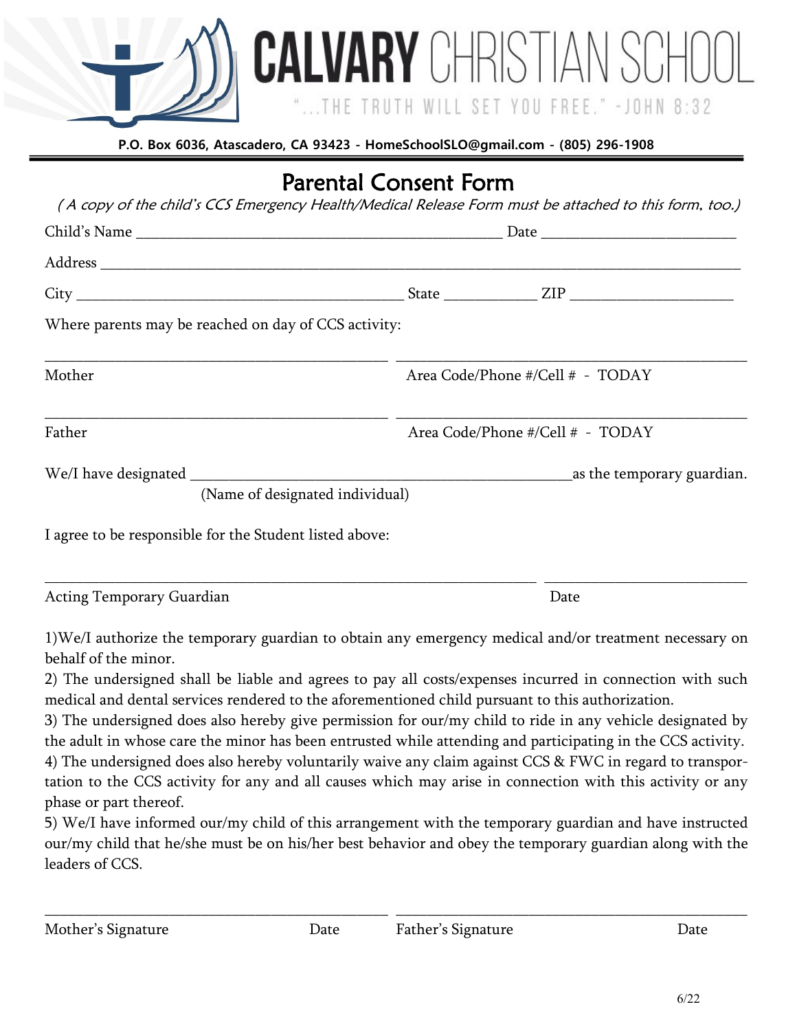# CALVARY CHRISTIAN SCHOOL

"...THE TRUTH WILL SET YOU FREE." -JOHN 8:32

**P.O. Box 6036, Atascadero, CA 93423 - HomeSchoolSLO@gmail.com - (805) 296-1908**

## Parental Consent Form

*( A copy of the child's CCS Emergency Health/Medical Release Form must be attached to this form, too.)*

Child's Name ________________________________________________ Date ________________________

Address ______________________________________________________________________________

City ________________________________________ State ___________ ZIP ____________________

Where parents may be reached on day of CCS activity:

_____________________________________________ _____________________________________________

Mother Area Code/Phone #/Cell # - TODAY

_____________________________________________ _____________________________________________

Father Area Code/Phone #/Cell # - TODAY

We/I have designated ________________________________________________as the temporary guardian.

(Name of designated individual)

I agree to be responsible for the Student listed above:

_______________________________________________________________ __________________________

Acting Temporary Guardian Date

1)We/I authorize the temporary guardian to obtain any emergency medical and/or treatment necessary on behalf of the minor.

2) The undersigned shall be liable and agrees to pay all costs/expenses incurred in connection with such medical and dental services rendered to the aforementioned child pursuant to this authorization.

3) The undersigned does also hereby give permission for our/my child to ride in any vehicle designated by the adult in whose care the minor has been entrusted while attending and participating in the CCS activity.

4) The undersigned does also hereby voluntarily waive any claim against CCS & FWC in regard to transportation to the CCS activity for any and all causes which may arise in connection with this activity or any phase or part thereof.

5) We/I have informed our/my child of this arrangement with the temporary guardian and have instructed our/my child that he/she must be on his/her best behavior and obey the temporary guardian along with the leaders of CCS.

_____________________________________________ _____________________________________________

Mother's Signature Date Father's Signature Date

6/22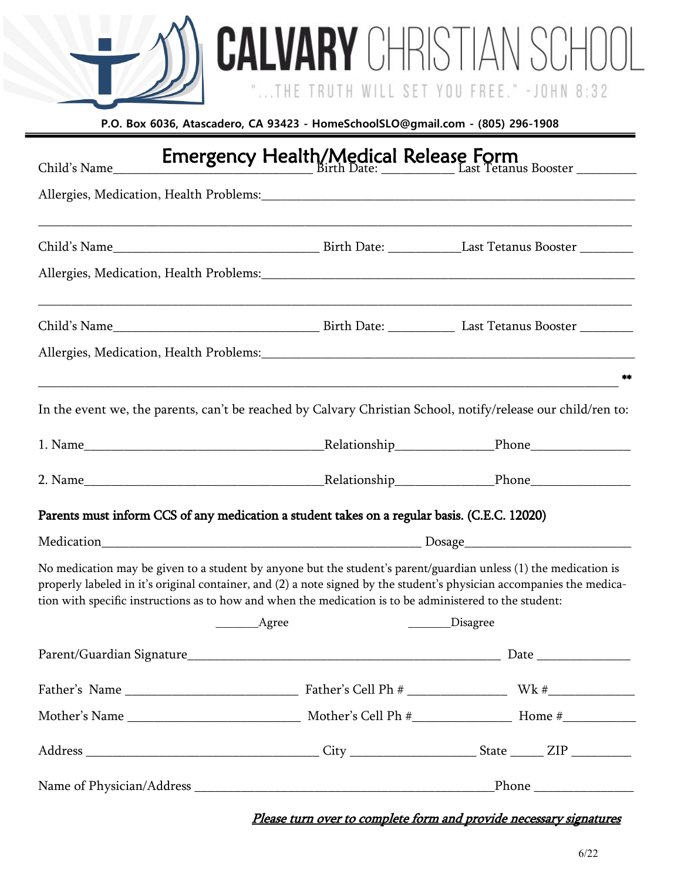# CALVARY CHRISTIAN SCHOOL

"...THE TRUTH WILL SET YOU FREE." -JOHN 8:32

**P.O. Box 6036, Atascadero, CA 93423 - HomeSchoolSLO@gmail.com - (805) 296-1908**

## Emergency Health/Medical Release Form

Child's Name______________________________ Birth Date: ___________ Last Tetanus Booster _________

Allergies, Medication, Health Problems:________________________________________________________

_______________________________________________________________________________________

Child's Name______________________________ Birth Date: ___________ Last Tetanus Booster ________

Allergies, Medication, Health Problems:________________________________________________________

_______________________________________________________________________________________

Child's Name______________________________ Birth Date: __________ Last Tetanus Booster ________

Allergies, Medication, Health Problems:________________________________________________________

_______________________________________________________________________________________ **

In the event we, the parents, can't be reached by Calvary Christian School, notify/release our child/ren to:

1. Name__________________________________Relationship______________Phone_______________

2. Name__________________________________Relationship______________Phone_______________

**Parents must inform CCS of any medication a student takes on a regular basis. (C.E.C. 12020)**

Medication_____________________________________________ Dosage_________________________

No medication may be given to a student by anyone but the student's parent/guardian unless (1) the medication is properly labeled in it's original container, and (2) a note signed by the student's physician accompanies the medication with specific instructions as to how and when the medication is to be administered to the student:

_______Agree _______Disagree

Parent/Guardian Signature_______________________________________________ Date ______________

Father's Name _________________________ Father's Cell Ph # _______________ Wk #_____________

Mother's Name _________________________ Mother's Cell Ph #_______________ Home #___________

Address __________________________________ City ___________________ State _____ ZIP _________

Name of Physician/Address _______________________________________________Phone _______________

***Please turn over to complete form and provide necessary signatures***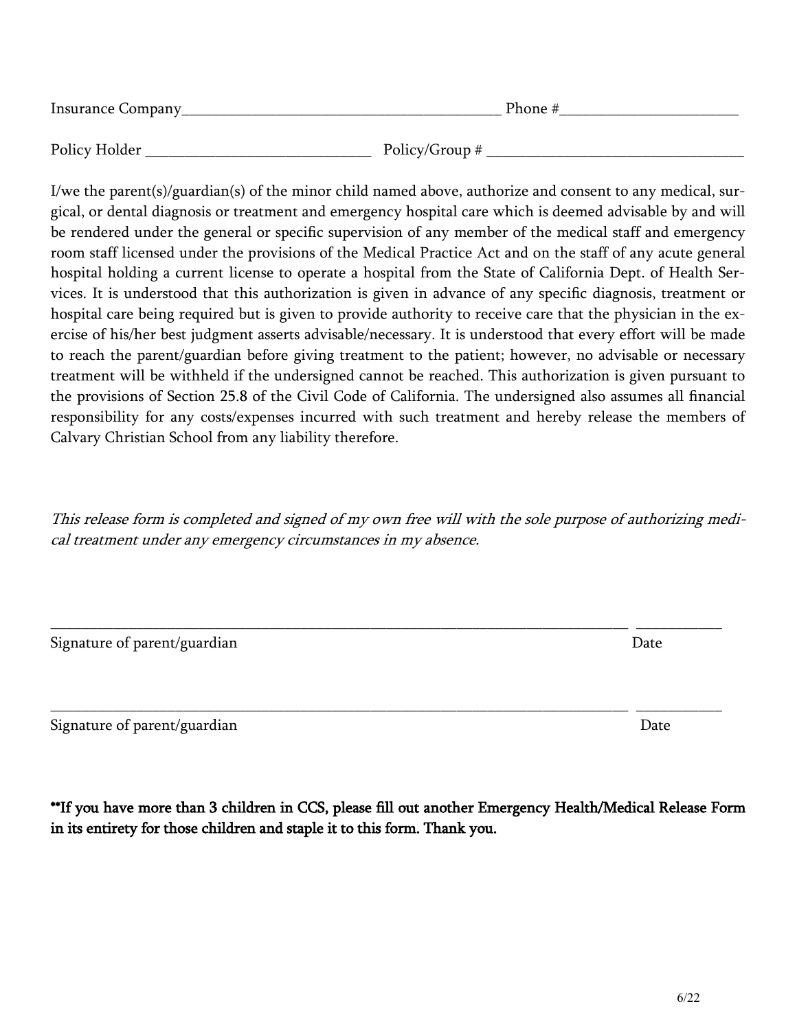Insurance Company__________________________________________ Phone #______________________

Policy Holder ____________________________ Policy/Group # ________________________________

I/we the parent(s)/guardian(s) of the minor child named above, authorize and consent to any medical, surgical, or dental diagnosis or treatment and emergency hospital care which is deemed advisable by and will be rendered under the general or specific supervision of any member of the medical staff and emergency room staff licensed under the provisions of the Medical Practice Act and on the staff of any acute general hospital holding a current license to operate a hospital from the State of California Dept. of Health Services. It is understood that this authorization is given in advance of any specific diagnosis, treatment or hospital care being required but is given to provide authority to receive care that the physician in the exercise of his/her best judgment asserts advisable/necessary. It is understood that every effort will be made to reach the parent/guardian before giving treatment to the patient; however, no advisable or necessary treatment will be withheld if the undersigned cannot be reached. This authorization is given pursuant to the provisions of Section 25.8 of the Civil Code of California. The undersigned also assumes all financial responsibility for any costs/expenses incurred with such treatment and hereby release the members of Calvary Christian School from any liability therefore.

*This release form is completed and signed of my own free will with the sole purpose of authorizing medical treatment under any emergency circumstances in my absence.*

_____________________________________________________________________________ ___________

Signature of parent/guardian Date

_____________________________________________________________________________ ___________

Signature of parent/guardian Date

**\*\*If you have more than 3 children in CCS, please fill out another Emergency Health/Medical Release Form in its entirety for those children and staple it to this form. Thank you.**

6/22